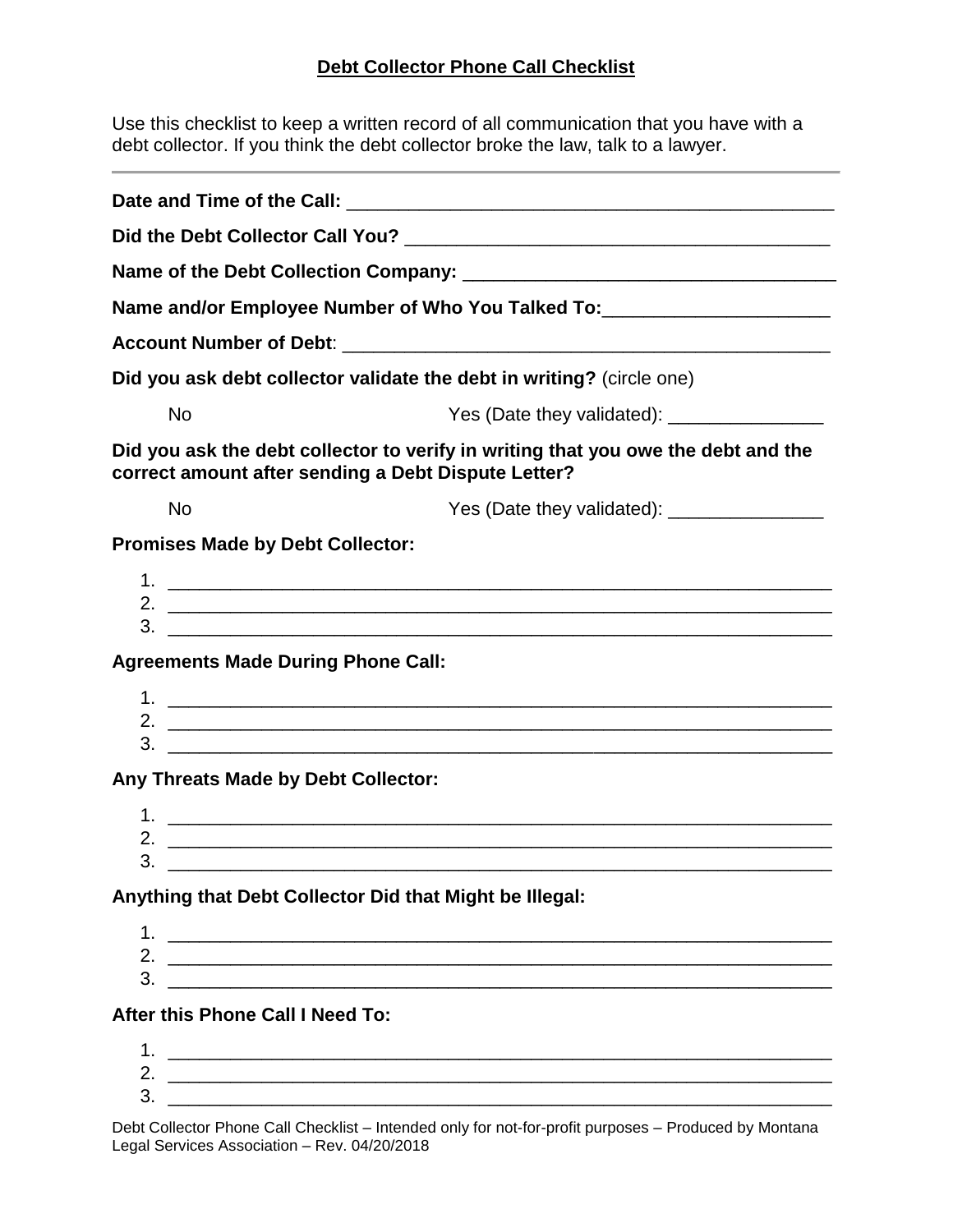# Debt Collector Phone Call Checklist

Use this checklist to keep a written record of all communication that you have with a debt collector. If you think the debt collector broke the law, talk to a lawyer.

---

**Date and Time of the Call:** ________________________________________________

**Did the Debt Collector Call You?** __________________________________________

**Name of the Debt Collection Company:** ____________________________________

**Name and/or Employee Number of Who You Talked To:**______________________

**Account Number of Debt**: ______________________________________________

**Did you ask debt collector validate the debt in writing?** (circle one)

No                                        Yes (Date they validated): _______________

**Did you ask the debt collector to verify in writing that you owe the debt and the correct amount after sending a Debt Dispute Letter?**

No                                        Yes (Date they validated): _______________

**Promises Made by Debt Collector:**

1. ____________________________________________________________________
2. ____________________________________________________________________
3. ____________________________________________________________________

**Agreements Made During Phone Call:**

1. ____________________________________________________________________
2. ____________________________________________________________________
3. ____________________________________________________________________

**Any Threats Made by Debt Collector:**

1. ____________________________________________________________________
2. ____________________________________________________________________
3. ____________________________________________________________________

**Anything that Debt Collector Did that Might be Illegal:**

1. ____________________________________________________________________
2. ____________________________________________________________________
3. ____________________________________________________________________

**After this Phone Call I Need To:**

1. ____________________________________________________________________
2. ____________________________________________________________________
3. ____________________________________________________________________

Debt Collector Phone Call Checklist – Intended only for not-for-profit purposes – Produced by Montana Legal Services Association – Rev. 04/20/2018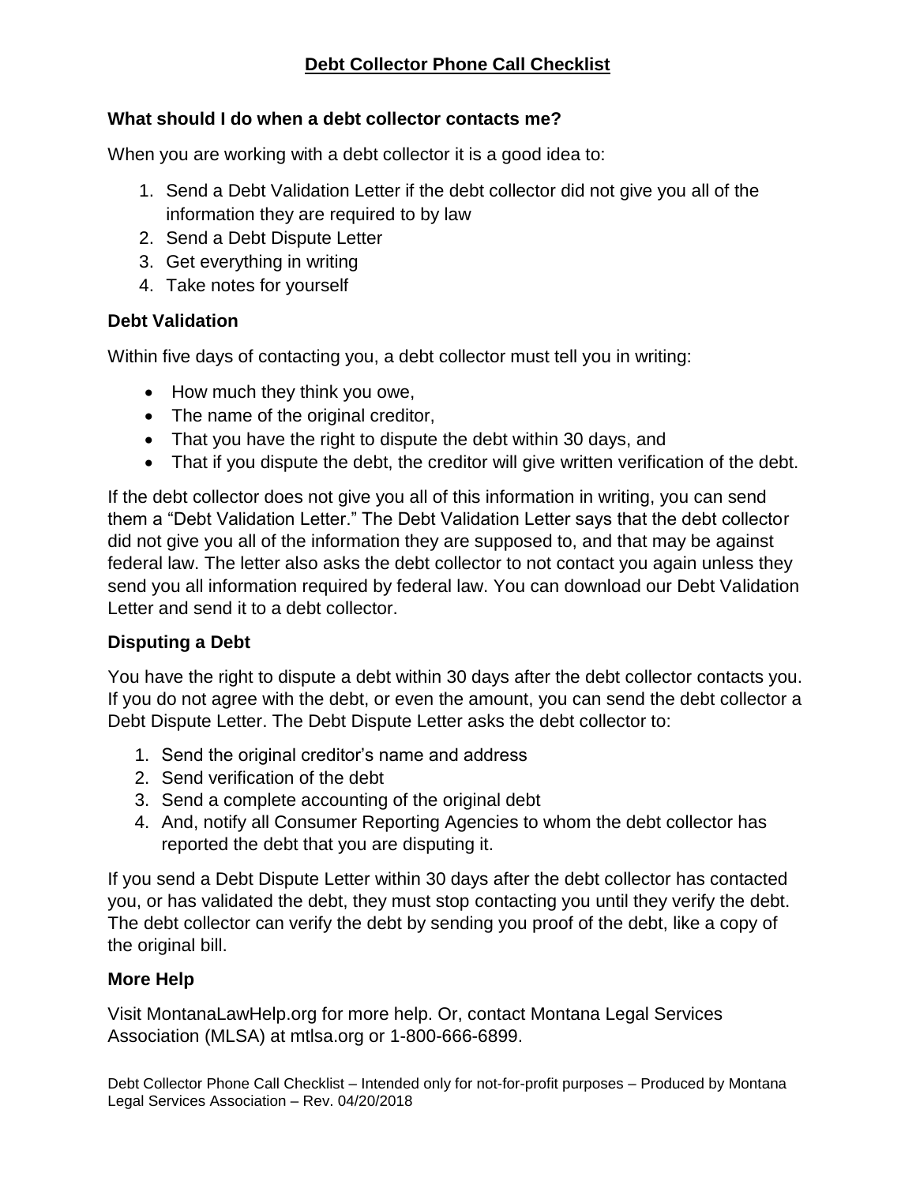# Debt Collector Phone Call Checklist

### What should I do when a debt collector contacts me?

When you are working with a debt collector it is a good idea to:

1. Send a Debt Validation Letter if the debt collector did not give you all of the information they are required to by law
2. Send a Debt Dispute Letter
3. Get everything in writing
4. Take notes for yourself

### Debt Validation

Within five days of contacting you, a debt collector must tell you in writing:

- How much they think you owe,
- The name of the original creditor,
- That you have the right to dispute the debt within 30 days, and
- That if you dispute the debt, the creditor will give written verification of the debt.

If the debt collector does not give you all of this information in writing, you can send them a "Debt Validation Letter." The Debt Validation Letter says that the debt collector did not give you all of the information they are supposed to, and that may be against federal law. The letter also asks the debt collector to not contact you again unless they send you all information required by federal law. You can download our Debt Validation Letter and send it to a debt collector.

### Disputing a Debt

You have the right to dispute a debt within 30 days after the debt collector contacts you. If you do not agree with the debt, or even the amount, you can send the debt collector a Debt Dispute Letter. The Debt Dispute Letter asks the debt collector to:

1. Send the original creditor's name and address
2. Send verification of the debt
3. Send a complete accounting of the original debt
4. And, notify all Consumer Reporting Agencies to whom the debt collector has reported the debt that you are disputing it.

If you send a Debt Dispute Letter within 30 days after the debt collector has contacted you, or has validated the debt, they must stop contacting you until they verify the debt. The debt collector can verify the debt by sending you proof of the debt, like a copy of the original bill.

### More Help

Visit MontanaLawHelp.org for more help. Or, contact Montana Legal Services Association (MLSA) at mtlsa.org or 1-800-666-6899.

Debt Collector Phone Call Checklist – Intended only for not-for-profit purposes – Produced by Montana Legal Services Association – Rev. 04/20/2018